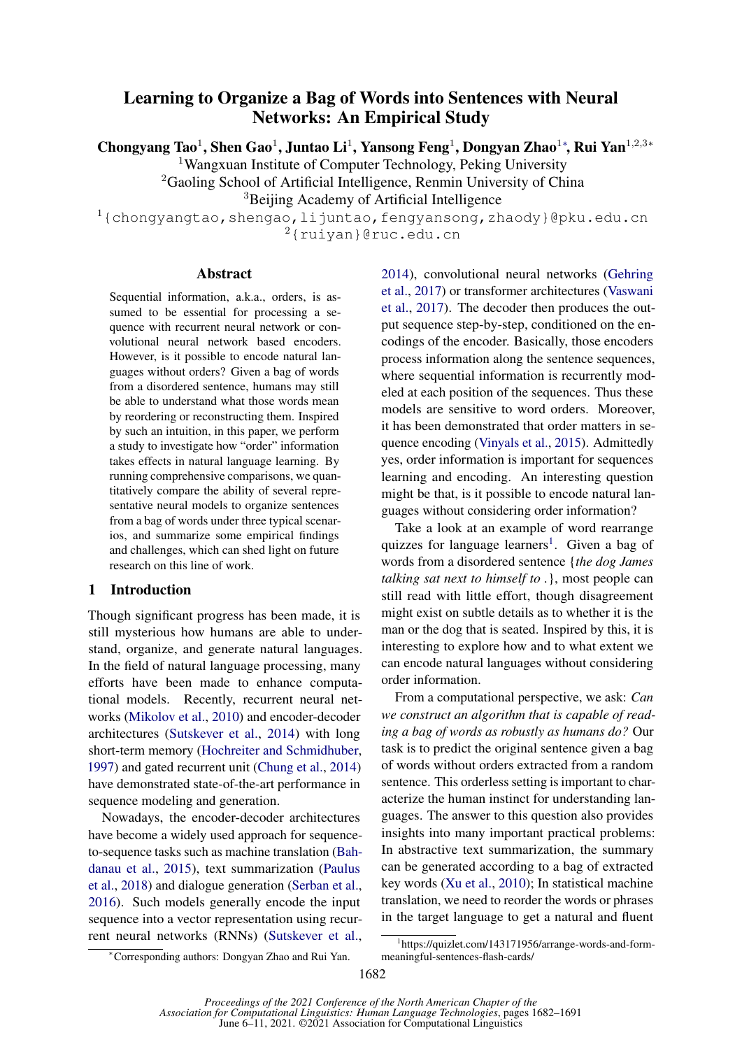# Learning to Organize a Bag of Words into Sentences with Neural Networks: An Empirical Study

**Chongyang Tao**[1], **Shen Gao**[1], **Juntao Li**[1], **Yansong Feng**[1], **Dongyan Zhao**[1*], **Rui Yan**[1,2,3*]

[1]Wangxuan Institute of Computer Technology, Peking University

[2]Gaoling School of Artificial Intelligence, Renmin University of China

[3]Beijing Academy of Artificial Intelligence

[1]{chongyangtao,shengao,lijuntao,fengyansong,zhaody}@pku.edu.cn

[2]{ruiyan}@ruc.edu.cn

## Abstract

Sequential information, a.k.a., orders, is assumed to be essential for processing a sequence with recurrent neural network or convolutional neural network based encoders. However, is it possible to encode natural languages without orders? Given a bag of words from a disordered sentence, humans may still be able to understand what those words mean by reordering or reconstructing them. Inspired by such an intuition, in this paper, we perform a study to investigate how "order" information takes effects in natural language learning. By running comprehensive comparisons, we quantitatively compare the ability of several representative neural models to organize sentences from a bag of words under three typical scenarios, and summarize some empirical findings and challenges, which can shed light on future research on this line of work.

## 1 Introduction

Though significant progress has been made, it is still mysterious how humans are able to understand, organize, and generate natural languages. In the field of natural language processing, many efforts have been made to enhance computational models. Recently, recurrent neural networks (Mikolov et al., 2010) and encoder-decoder architectures (Sutskever et al., 2014) with long short-term memory (Hochreiter and Schmidhuber, 1997) and gated recurrent unit (Chung et al., 2014) have demonstrated state-of-the-art performance in sequence modeling and generation.

Nowadays, the encoder-decoder architectures have become a widely used approach for sequence-to-sequence tasks such as machine translation (Bahdanau et al., 2015), text summarization (Paulus et al., 2018) and dialogue generation (Serban et al., 2016). Such models generally encode the input sequence into a vector representation using recurrent neural networks (RNNs) (Sutskever et al., 2014), convolutional neural networks (Gehring et al., 2017) or transformer architectures (Vaswani et al., 2017). The decoder then produces the output sequence step-by-step, conditioned on the encodings of the encoder. Basically, those encoders process information along the sentence sequences, where sequential information is recurrently modeled at each position of the sequences. Thus these models are sensitive to word orders. Moreover, it has been demonstrated that order matters in sequence encoding (Vinyals et al., 2015). Admittedly yes, order information is important for sequences learning and encoding. An interesting question might be that, is it possible to encode natural languages without considering order information?

Take a look at an example of word rearrange quizzes for language learners[1]. Given a bag of words from a disordered sentence {*the dog James talking sat next to himself to .*}, most people can still read with little effort, though disagreement might exist on subtle details as to whether it is the man or the dog that is seated. Inspired by this, it is interesting to explore how and to what extent we can encode natural languages without considering order information.

From a computational perspective, we ask: *Can we construct an algorithm that is capable of reading a bag of words as robustly as humans do?* Our task is to predict the original sentence given a bag of words without orders extracted from a random sentence. This orderless setting is important to characterize the human instinct for understanding languages. The answer to this question also provides insights into many important practical problems: In abstractive text summarization, the summary can be generated according to a bag of extracted key words (Xu et al., 2010); In statistical machine translation, we need to reorder the words or phrases in the target language to get a natural and fluent

[*]Corresponding authors: Dongyan Zhao and Rui Yan.

[1]https://quizlet.com/143171956/arrange-words-and-form-meaningful-sentences-flash-cards/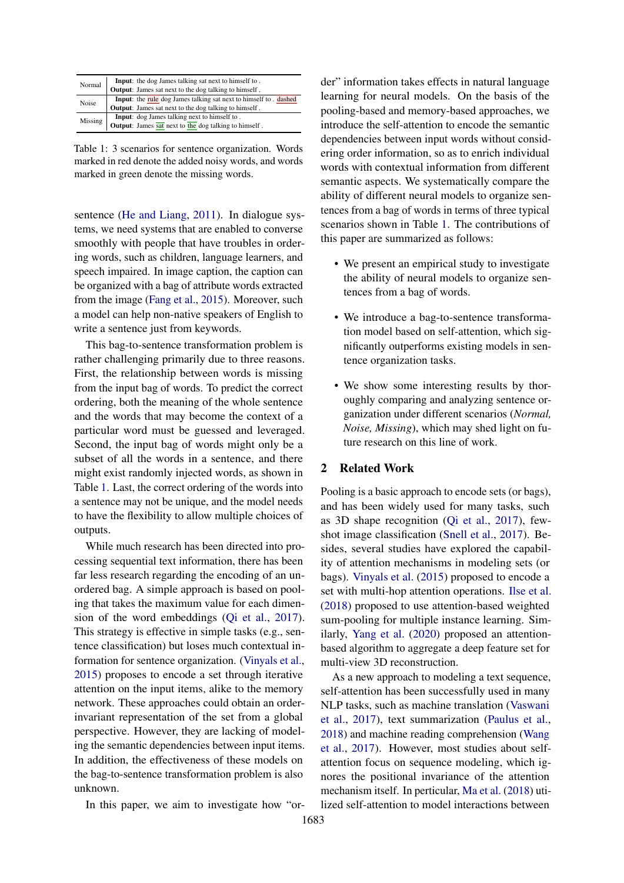| | |
|---|---|
| Normal | **Input**: the dog James talking sat next to himself to . **Output**: James sat next to the dog talking to himself . |
| Noise | **Input**: the rule dog James talking sat next to himself to . dashed **Output**: James sat next to the dog talking to himself . |
| Missing | **Input**: dog James talking next to himself to . **Output**: James sat next to the dog talking to himself . |

Table 1: 3 scenarios for sentence organization. Words marked in red denote the added noisy words, and words marked in green denote the missing words.

sentence (He and Liang, 2011). In dialogue systems, we need systems that are enabled to converse smoothly with people that have troubles in ordering words, such as children, language learners, and speech impaired. In image caption, the caption can be organized with a bag of attribute words extracted from the image (Fang et al., 2015). Moreover, such a model can help non-native speakers of English to write a sentence just from keywords.

This bag-to-sentence transformation problem is rather challenging primarily due to three reasons. First, the relationship between words is missing from the input bag of words. To predict the correct ordering, both the meaning of the whole sentence and the words that may become the context of a particular word must be guessed and leveraged. Second, the input bag of words might only be a subset of all the words in a sentence, and there might exist randomly injected words, as shown in Table 1. Last, the correct ordering of the words into a sentence may not be unique, and the model needs to have the flexibility to allow multiple choices of outputs.

While much research has been directed into processing sequential text information, there has been far less research regarding the encoding of an unordered bag. A simple approach is based on pooling that takes the maximum value for each dimension of the word embeddings (Qi et al., 2017). This strategy is effective in simple tasks (e.g., sentence classification) but loses much contextual information for sentence organization. (Vinyals et al., 2015) proposes to encode a set through iterative attention on the input items, alike to the memory network. These approaches could obtain an order-invariant representation of the set from a global perspective. However, they are lacking of modeling the semantic dependencies between input items. In addition, the effectiveness of these models on the bag-to-sentence transformation problem is also unknown.

In this paper, we aim to investigate how "order" information takes effects in natural language learning for neural models. On the basis of the pooling-based and memory-based approaches, we introduce the self-attention to encode the semantic dependencies between input words without considering order information, so as to enrich individual words with contextual information from different semantic aspects. We systematically compare the ability of different neural models to organize sentences from a bag of words in terms of three typical scenarios shown in Table 1. The contributions of this paper are summarized as follows:

- We present an empirical study to investigate the ability of neural models to organize sentences from a bag of words.
- We introduce a bag-to-sentence transformation model based on self-attention, which significantly outperforms existing models in sentence organization tasks.
- We show some interesting results by thoroughly comparing and analyzing sentence organization under different scenarios (*Normal, Noise, Missing*), which may shed light on future research on this line of work.

## 2 Related Work

Pooling is a basic approach to encode sets (or bags), and has been widely used for many tasks, such as 3D shape recognition (Qi et al., 2017), few-shot image classification (Snell et al., 2017). Besides, several studies have explored the capability of attention mechanisms in modeling sets (or bags). Vinyals et al. (2015) proposed to encode a set with multi-hop attention operations. Ilse et al. (2018) proposed to use attention-based weighted sum-pooling for multiple instance learning. Similarly, Yang et al. (2020) proposed an attention-based algorithm to aggregate a deep feature set for multi-view 3D reconstruction.

As a new approach to modeling a text sequence, self-attention has been successfully used in many NLP tasks, such as machine translation (Vaswani et al., 2017), text summarization (Paulus et al., 2018) and machine reading comprehension (Wang et al., 2017). However, most studies about self-attention focus on sequence modeling, which ignores the positional invariance of the attention mechanism itself. In particular, Ma et al. (2018) utilized self-attention to model interactions between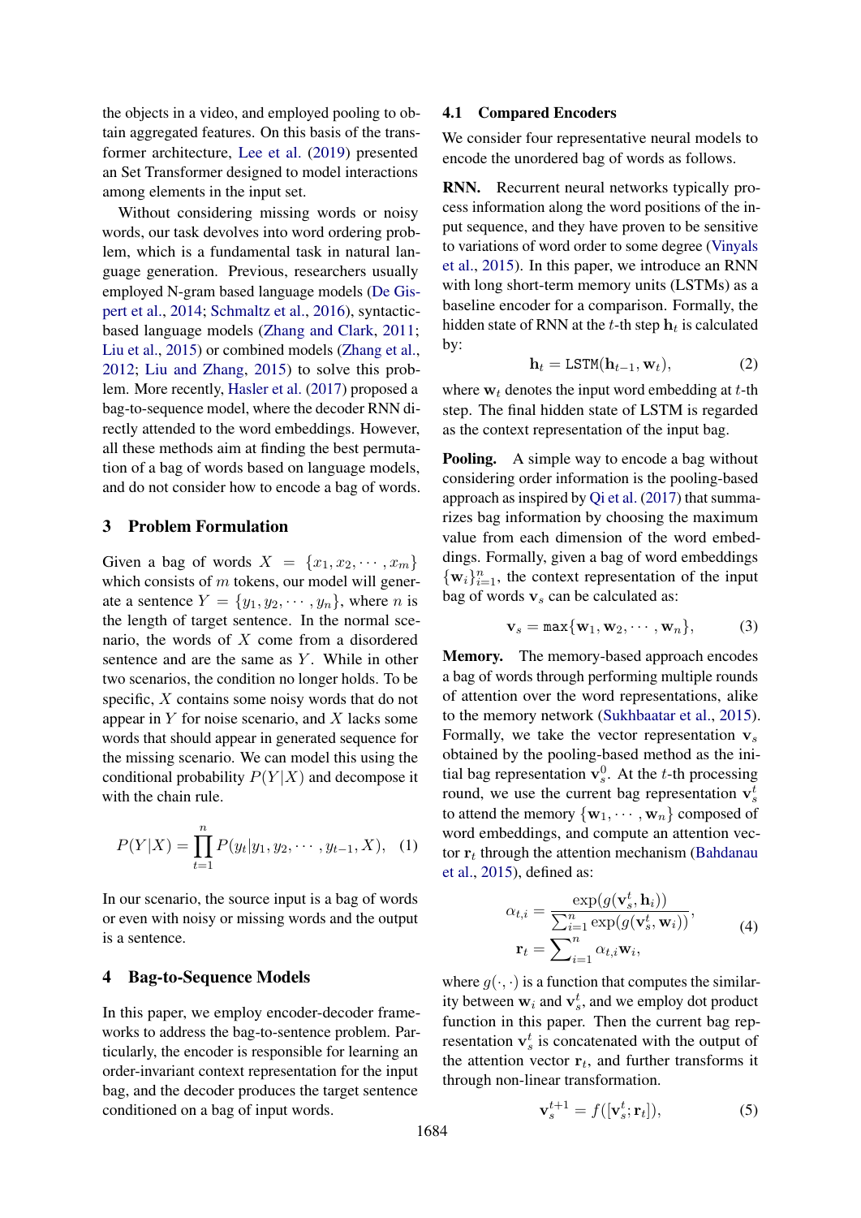the objects in a video, and employed pooling to obtain aggregated features. On this basis of the transformer architecture, Lee et al. (2019) presented an Set Transformer designed to model interactions among elements in the input set.

Without considering missing words or noisy words, our task devolves into word ordering problem, which is a fundamental task in natural language generation. Previous, researchers usually employed N-gram based language models (De Gispert et al., 2014; Schmaltz et al., 2016), syntactic-based language models (Zhang and Clark, 2011; Liu et al., 2015) or combined models (Zhang et al., 2012; Liu and Zhang, 2015) to solve this problem. More recently, Hasler et al. (2017) proposed a bag-to-sequence model, where the decoder RNN directly attended to the word embeddings. However, all these methods aim at finding the best permutation of a bag of words based on language models, and do not consider how to encode a bag of words.

# 3 Problem Formulation

Given a bag of words $X = \{x_1, x_2, \cdots, x_m\}$ which consists of $m$ tokens, our model will generate a sentence $Y = \{y_1, y_2, \cdots, y_n\}$, where $n$ is the length of target sentence. In the normal scenario, the words of $X$ come from a disordered sentence and are the same as $Y$. While in other two scenarios, the condition no longer holds. To be specific, $X$ contains some noisy words that do not appear in $Y$ for noise scenario, and $X$ lacks some words that should appear in generated sequence for the missing scenario. We can model this using the conditional probability $P(Y|X)$ and decompose it with the chain rule.

$$P(Y|X) = \prod_{t=1}^{n} P(y_t|y_1, y_2, \cdots, y_{t-1}, X), \quad (1)$$

In our scenario, the source input is a bag of words or even with noisy or missing words and the output is a sentence.

# 4 Bag-to-Sequence Models

In this paper, we employ encoder-decoder frameworks to address the bag-to-sentence problem. Particularly, the encoder is responsible for learning an order-invariant context representation for the input bag, and the decoder produces the target sentence conditioned on a bag of input words.

## 4.1 Compared Encoders

We consider four representative neural models to encode the unordered bag of words as follows.

**RNN.** Recurrent neural networks typically process information along the word positions of the input sequence, and they have proven to be sensitive to variations of word order to some degree (Vinyals et al., 2015). In this paper, we introduce an RNN with long short-term memory units (LSTMs) as a baseline encoder for a comparison. Formally, the hidden state of RNN at the $t$-th step $\mathbf{h}_t$ is calculated by:

$$\mathbf{h}_t = \mathtt{LSTM}(\mathbf{h}_{t-1}, \mathbf{w}_t), \quad (2)$$

where $\mathbf{w}_t$ denotes the input word embedding at $t$-th step. The final hidden state of LSTM is regarded as the context representation of the input bag.

**Pooling.** A simple way to encode a bag without considering order information is the pooling-based approach as inspired by Qi et al. (2017) that summarizes bag information by choosing the maximum value from each dimension of the word embeddings. Formally, given a bag of word embeddings $\{\mathbf{w}_i\}_{i=1}^n$, the context representation of the input bag of words $\mathbf{v}_s$ can be calculated as:

$$\mathbf{v}_s = \mathtt{max}\{\mathbf{w}_1, \mathbf{w}_2, \cdots, \mathbf{w}_n\}, \quad (3)$$

**Memory.** The memory-based approach encodes a bag of words through performing multiple rounds of attention over the word representations, alike to the memory network (Sukhbaatar et al., 2015). Formally, we take the vector representation $\mathbf{v}_s$ obtained by the pooling-based method as the initial bag representation $\mathbf{v}_s^0$. At the $t$-th processing round, we use the current bag representation $\mathbf{v}_s^t$ to attend the memory $\{\mathbf{w}_1, \cdots, \mathbf{w}_n\}$ composed of word embeddings, and compute an attention vector $\mathbf{r}_t$ through the attention mechanism (Bahdanau et al., 2015), defined as:

$$\alpha_{t,i} = \frac{\exp(g(\mathbf{v}_s^t, \mathbf{h}_i))}{\sum_{i=1}^{n} \exp(g(\mathbf{v}_s^t, \mathbf{w}_i))}, \qquad \mathbf{r}_t = \sum\nolimits_{i=1}^{n} \alpha_{t,i} \mathbf{w}_i, \quad (4)$$

where $g(\cdot, \cdot)$ is a function that computes the similarity between $\mathbf{w}_i$ and $\mathbf{v}_s^t$, and we employ dot product function in this paper. Then the current bag representation $\mathbf{v}_s^t$ is concatenated with the output of the attention vector $\mathbf{r}_t$, and further transforms it through non-linear transformation.

$$\mathbf{v}_s^{t+1} = f([\mathbf{v}_s^t; \mathbf{r}_t]), \quad (5)$$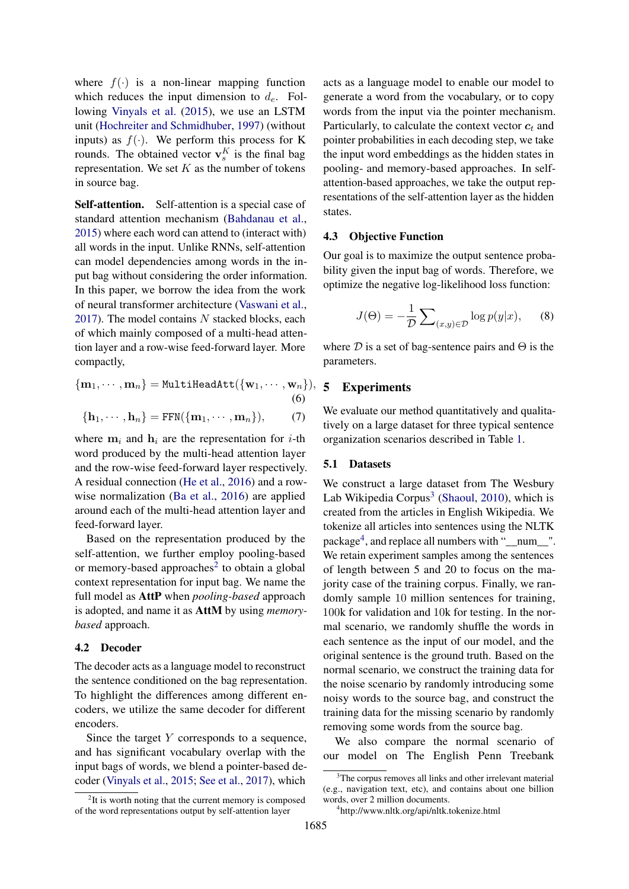where $f(\cdot)$ is a non-linear mapping function which reduces the input dimension to $d_e$. Following Vinyals et al. (2015), we use an LSTM unit (Hochreiter and Schmidhuber, 1997) (without inputs) as $f(\cdot)$. We perform this process for K rounds. The obtained vector $\mathbf{v}_s^K$ is the final bag representation. We set $K$ as the number of tokens in source bag.

**Self-attention.** Self-attention is a special case of standard attention mechanism (Bahdanau et al., 2015) where each word can attend to (interact with) all words in the input. Unlike RNNs, self-attention can model dependencies among words in the input bag without considering the order information. In this paper, we borrow the idea from the work of neural transformer architecture (Vaswani et al., 2017). The model contains $N$ stacked blocks, each of which mainly composed of a multi-head attention layer and a row-wise feed-forward layer. More compactly,

$$\{\mathbf{m}_1, \cdots, \mathbf{m}_n\} = \texttt{MultiHeadAtt}(\{\mathbf{w}_1, \cdots, \mathbf{w}_n\}), \quad (6)$$

$$\{\mathbf{h}_1, \cdots, \mathbf{h}_n\} = \texttt{FFN}(\{\mathbf{m}_1, \cdots, \mathbf{m}_n\}), \quad (7)$$

where $\mathbf{m}_i$ and $\mathbf{h}_i$ are the representation for $i$-th word produced by the multi-head attention layer and the row-wise feed-forward layer respectively. A residual connection (He et al., 2016) and a row-wise normalization (Ba et al., 2016) are applied around each of the multi-head attention layer and feed-forward layer.

Based on the representation produced by the self-attention, we further employ pooling-based or memory-based approaches[2] to obtain a global context representation for input bag. We name the full model as **AttP** when *pooling-based* approach is adopted, and name it as **AttM** by using *memory-based* approach.

### 4.2 Decoder

The decoder acts as a language model to reconstruct the sentence conditioned on the bag representation. To highlight the differences among different encoders, we utilize the same decoder for different encoders.

Since the target $Y$ corresponds to a sequence, and has significant vocabulary overlap with the input bags of words, we blend a pointer-based decoder (Vinyals et al., 2015; See et al., 2017), which acts as a language model to enable our model to generate a word from the vocabulary, or to copy words from the input via the pointer mechanism. Particularly, to calculate the context vector $\boldsymbol{c}_t$ and pointer probabilities in each decoding step, we take the input word embeddings as the hidden states in pooling- and memory-based approaches. In self-attention-based approaches, we take the output representations of the self-attention layer as the hidden states.

### 4.3 Objective Function

Our goal is to maximize the output sentence probability given the input bag of words. Therefore, we optimize the negative log-likelihood loss function:

$$J(\Theta) = -\frac{1}{\mathcal{D}} \sum\nolimits_{(x,y)\in\mathcal{D}} \log p(y|x), \quad (8)$$

where $\mathcal{D}$ is a set of bag-sentence pairs and $\Theta$ is the parameters.

## 5 Experiments

We evaluate our method quantitatively and qualitatively on a large dataset for three typical sentence organization scenarios described in Table 1.

### 5.1 Datasets

We construct a large dataset from The Wesbury Lab Wikipedia Corpus[3] (Shaoul, 2010), which is created from the articles in English Wikipedia. We tokenize all articles into sentences using the NLTK package[4], and replace all numbers with "__num__". We retain experiment samples among the sentences of length between 5 and 20 to focus on the majority case of the training corpus. Finally, we randomly sample 10 million sentences for training, 100k for validation and 10k for testing. In the normal scenario, we randomly shuffle the words in each sentence as the input of our model, and the original sentence is the ground truth. Based on the normal scenario, we construct the training data for the noise scenario by randomly introducing some noisy words to the source bag, and construct the training data for the missing scenario by randomly removing some words from the source bag.

We also compare the normal scenario of our model on The English Penn Treebank

[2] It is worth noting that the current memory is composed of the word representations output by self-attention layer

[3] The corpus removes all links and other irrelevant material (e.g., navigation text, etc), and contains about one billion words, over 2 million documents.

[4] http://www.nltk.org/api/nltk.tokenize.html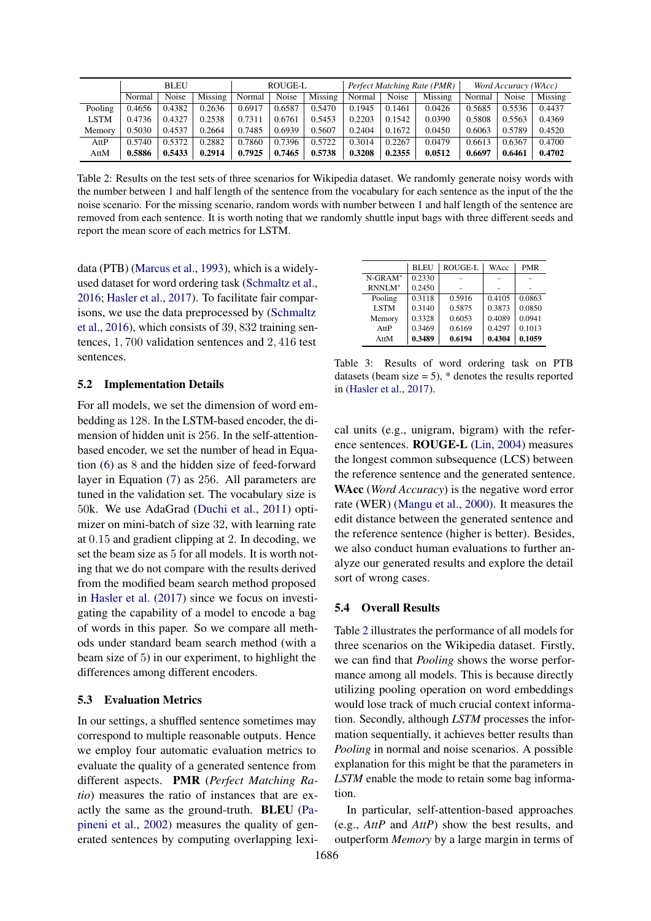| | BLEU | | | ROUGE-L | | | *Perfect Matching Rate (PMR)* | | | *Word Accuracy (WAcc)* | | |
|---|---|---|---|---|---|---|---|---|---|---|---|---|
| | Normal | Noise | Missing | Normal | Noise | Missing | Normal | Noise | Missing | Normal | Noise | Missing |
| Pooling | 0.4656 | 0.4382 | 0.2636 | 0.6917 | 0.6587 | 0.5470 | 0.1945 | 0.1461 | 0.0426 | 0.5685 | 0.5536 | 0.4437 |
| LSTM | 0.4736 | 0.4327 | 0.2538 | 0.7311 | 0.6761 | 0.5453 | 0.2203 | 0.1542 | 0.0390 | 0.5808 | 0.5563 | 0.4369 |
| Memory | 0.5030 | 0.4537 | 0.2664 | 0.7485 | 0.6939 | 0.5607 | 0.2404 | 0.1672 | 0.0450 | 0.6063 | 0.5789 | 0.4520 |
| AttP | 0.5740 | 0.5372 | 0.2882 | 0.7860 | 0.7396 | 0.5722 | 0.3014 | 0.2267 | 0.0479 | 0.6613 | 0.6367 | 0.4700 |
| AttM | **0.5886** | **0.5433** | **0.2914** | **0.7925** | **0.7465** | **0.5738** | **0.3208** | **0.2355** | **0.0512** | **0.6697** | **0.6461** | **0.4702** |

Table 2: Results on the test sets of three scenarios for Wikipedia dataset. We randomly generate noisy words with the number between 1 and half length of the sentence from the vocabulary for each sentence as the input of the the noise scenario. For the missing scenario, random words with number between 1 and half length of the sentence are removed from each sentence. It is worth noting that we randomly shuttle input bags with three different seeds and report the mean score of each metrics for LSTM.

data (PTB) (Marcus et al., 1993), which is a widely-used dataset for word ordering task (Schmaltz et al., 2016; Hasler et al., 2017). To facilitate fair comparisons, we use the data preprocessed by (Schmaltz et al., 2016), which consists of $39,832$ training sentences, $1,700$ validation sentences and $2,416$ test sentences.

## 5.2 Implementation Details

For all models, we set the dimension of word embedding as $128$. In the LSTM-based encoder, the dimension of hidden unit is $256$. In the self-attention-based encoder, we set the number of head in Equation (6) as $8$ and the hidden size of feed-forward layer in Equation (7) as $256$. All parameters are tuned in the validation set. The vocabulary size is $50$k. We use AdaGrad (Duchi et al., 2011) optimizer on mini-batch of size $32$, with learning rate at $0.15$ and gradient clipping at $2$. In decoding, we set the beam size as $5$ for all models. It is worth noting that we do not compare with the results derived from the modified beam search method proposed in Hasler et al. (2017) since we focus on investigating the capability of a model to encode a bag of words in this paper. So we compare all methods under standard beam search method (with a beam size of 5) in our experiment, to highlight the differences among different encoders.

## 5.3 Evaluation Metrics

In our settings, a shuffled sentence sometimes may correspond to multiple reasonable outputs. Hence we employ four automatic evaluation metrics to evaluate the quality of a generated sentence from different aspects. **PMR** (*Perfect Matching Ratio*) measures the ratio of instances that are exactly the same as the ground-truth. **BLEU** (Papineni et al., 2002) measures the quality of generated sentences by computing overlapping lexical units (e.g., unigram, bigram) with the reference sentences. **ROUGE-L** (Lin, 2004) measures the longest common subsequence (LCS) between the reference sentence and the generated sentence. **WAcc** (*Word Accuracy*) is the negative word error rate (WER) (Mangu et al., 2000). It measures the edit distance between the generated sentence and the reference sentence (higher is better). Besides, we also conduct human evaluations to further analyze our generated results and explore the detail sort of wrong cases.

| | BLEU | ROUGE-L | WAcc | PMR |
|---|---|---|---|---|
| N-GRAM* | 0.2330 | - | - | - |
| RNNLM* | 0.2450 | - | - | - |
| Pooling | 0.3118 | 0.5916 | 0.4105 | 0.0863 |
| LSTM | 0.3140 | 0.5875 | 0.3873 | 0.0850 |
| Memory | 0.3328 | 0.6053 | 0.4089 | 0.0941 |
| AttP | 0.3469 | 0.6169 | 0.4297 | 0.1013 |
| AttM | **0.3489** | **0.6194** | **0.4304** | **0.1059** |

Table 3: Results of word ordering task on PTB datasets (beam size = 5), * denotes the results reported in (Hasler et al., 2017).

## 5.4 Overall Results

Table 2 illustrates the performance of all models for three scenarios on the Wikipedia dataset. Firstly, we can find that *Pooling* shows the worse performance among all models. This is because directly utilizing pooling operation on word embeddings would lose track of much crucial context information. Secondly, although *LSTM* processes the information sequentially, it achieves better results than *Pooling* in normal and noise scenarios. A possible explanation for this might be that the parameters in *LSTM* enable the mode to retain some bag information.

In particular, self-attention-based approaches (e.g., *AttP* and *AttP*) show the best results, and outperform *Memory* by a large margin in terms of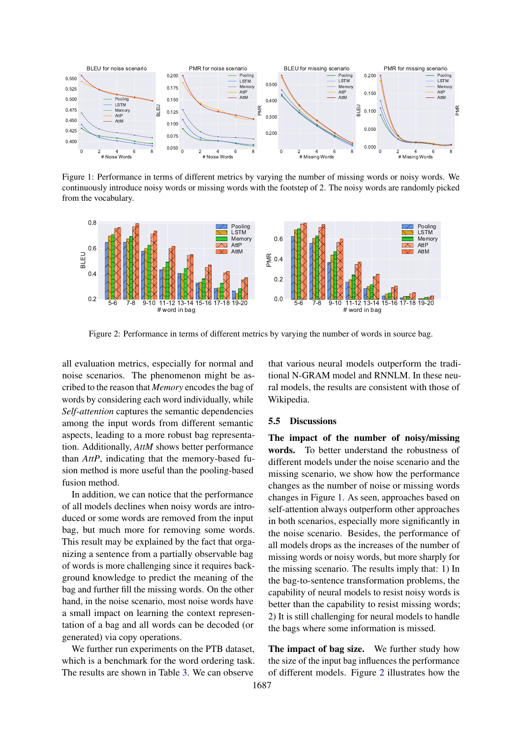Figure 1: Performance in terms of different metrics by varying the number of missing words or noisy words. We continuously introduce noisy words or missing words with the footstep of 2. The noisy words are randomly picked from the vocabulary.

Figure 2: Performance in terms of different metrics by varying the number of words in source bag.

all evaluation metrics, especially for normal and noise scenarios. The phenomenon might be ascribed to the reason that *Memory* encodes the bag of words by considering each word individually, while *Self-attention* captures the semantic dependencies among the input words from different semantic aspects, leading to a more robust bag representation. Additionally, *AttM* shows better performance than *AttP*, indicating that the memory-based fusion method is more useful than the pooling-based fusion method.

In addition, we can notice that the performance of all models declines when noisy words are introduced or some words are removed from the input bag, but much more for removing some words. This result may be explained by the fact that organizing a sentence from a partially observable bag of words is more challenging since it requires background knowledge to predict the meaning of the bag and further fill the missing words. On the other hand, in the noise scenario, most noise words have a small impact on learning the context representation of a bag and all words can be decoded (or generated) via copy operations.

We further run experiments on the PTB dataset, which is a benchmark for the word ordering task. The results are shown in Table 3. We can observe that various neural models outperform the traditional N-GRAM model and RNNLM. In these neural models, the results are consistent with those of Wikipedia.

## 5.5 Discussions

**The impact of the number of noisy/missing words.** To better understand the robustness of different models under the noise scenario and the missing scenario, we show how the performance changes as the number of noise or missing words changes in Figure 1. As seen, approaches based on self-attention always outperform other approaches in both scenarios, especially more significantly in the noise scenario. Besides, the performance of all models drops as the increases of the number of missing words or noisy words, but more sharply for the missing scenario. The results imply that: 1) In the bag-to-sentence transformation problems, the capability of neural models to resist noisy words is better than the capability to resist missing words; 2) It is still challenging for neural models to handle the bags where some information is missed.

**The impact of bag size.** We further study how the size of the input bag influences the performance of different models. Figure 2 illustrates how the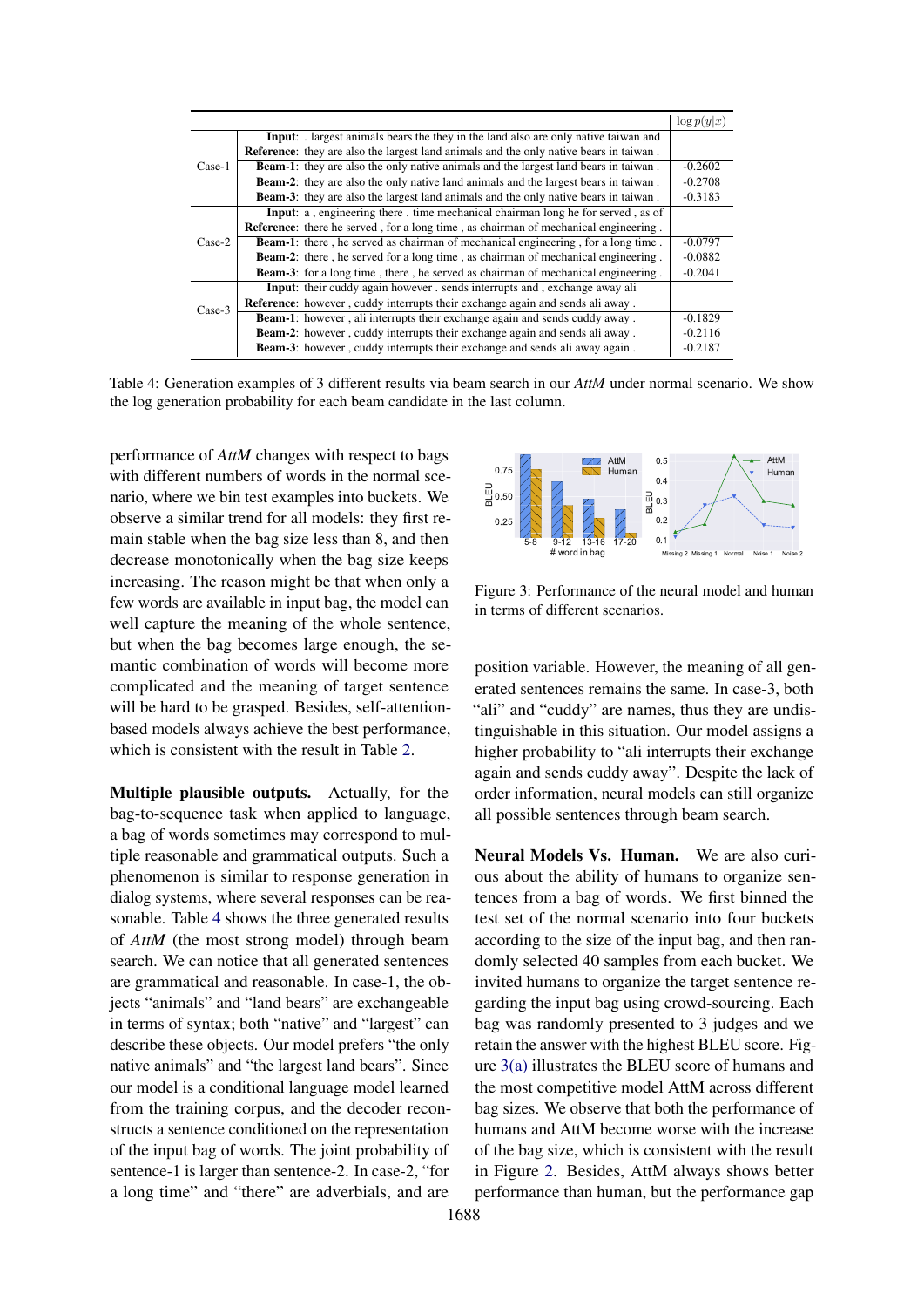| | | $\log p(y\|x)$ |
|---|---|---|
| Case-1 | **Input**: . largest animals bears the they in the land also are only native taiwan and | |
| | **Reference**: they are also the largest land animals and the only native bears in taiwan . | |
| | **Beam-1**: they are also the only native animals and the largest land bears in taiwan . | -0.2602 |
| | **Beam-2**: they are also the only native land animals and the largest bears in taiwan . | -0.2708 |
| | **Beam-3**: they are also the largest land animals and the only native bears in taiwan . | -0.3183 |
| Case-2 | **Input**: a , engineering there . time mechanical chairman long he for served , as of | |
| | **Reference**: there he served , for a long time , as chairman of mechanical engineering . | |
| | **Beam-1**: there , he served as chairman of mechanical engineering , for a long time . | -0.0797 |
| | **Beam-2**: there , he served for a long time , as chairman of mechanical engineering . | -0.0882 |
| | **Beam-3**: for a long time , there , he served as chairman of mechanical engineering . | -0.2041 |
| Case-3 | **Input**: their cuddy again however . sends interrupts and , exchange away ali | |
| | **Reference**: however , cuddy interrupts their exchange again and sends ali away . | |
| | **Beam-1**: however , ali interrupts their exchange again and sends cuddy away . | -0.1829 |
| | **Beam-2**: however , cuddy interrupts their exchange again and sends ali away . | -0.2116 |
| | **Beam-3**: however , cuddy interrupts their exchange and sends ali away again . | -0.2187 |

Table 4: Generation examples of 3 different results via beam search in our *AttM* under normal scenario. We show the log generation probability for each beam candidate in the last column.

performance of *AttM* changes with respect to bags with different numbers of words in the normal scenario, where we bin test examples into buckets. We observe a similar trend for all models: they first remain stable when the bag size less than 8, and then decrease monotonically when the bag size keeps increasing. The reason might be that when only a few words are available in input bag, the model can well capture the meaning of the whole sentence, but when the bag becomes large enough, the semantic combination of words will become more complicated and the meaning of target sentence will be hard to be grasped. Besides, self-attention-based models always achieve the best performance, which is consistent with the result in Table 2.

**Multiple plausible outputs.** Actually, for the bag-to-sequence task when applied to language, a bag of words sometimes may correspond to multiple reasonable and grammatical outputs. Such a phenomenon is similar to response generation in dialog systems, where several responses can be reasonable. Table 4 shows the three generated results of *AttM* (the most strong model) through beam search. We can notice that all generated sentences are grammatical and reasonable. In case-1, the objects "animals" and "land bears" are exchangeable in terms of syntax; both "native" and "largest" can describe these objects. Our model prefers "the only native animals" and "the largest land bears". Since our model is a conditional language model learned from the training corpus, and the decoder reconstructs a sentence conditioned on the representation of the input bag of words. The joint probability of sentence-1 is larger than sentence-2. In case-2, "for a long time" and "there" are adverbials, and are position variable. However, the meaning of all generated sentences remains the same. In case-3, both "ali" and "cuddy" are names, thus they are undistinguishable in this situation. Our model assigns a higher probability to "ali interrupts their exchange again and sends cuddy away". Despite the lack of order information, neural models can still organize all possible sentences through beam search.

Figure 3: Performance of the neural model and human in terms of different scenarios.

**Neural Models Vs. Human.** We are also curious about the ability of humans to organize sentences from a bag of words. We first binned the test set of the normal scenario into four buckets according to the size of the input bag, and then randomly selected 40 samples from each bucket. We invited humans to organize the target sentence regarding the input bag using crowd-sourcing. Each bag was randomly presented to 3 judges and we retain the answer with the highest BLEU score. Figure 3(a) illustrates the BLEU score of humans and the most competitive model AttM across different bag sizes. We observe that both the performance of humans and AttM become worse with the increase of the bag size, which is consistent with the result in Figure 2. Besides, AttM always shows better performance than human, but the performance gap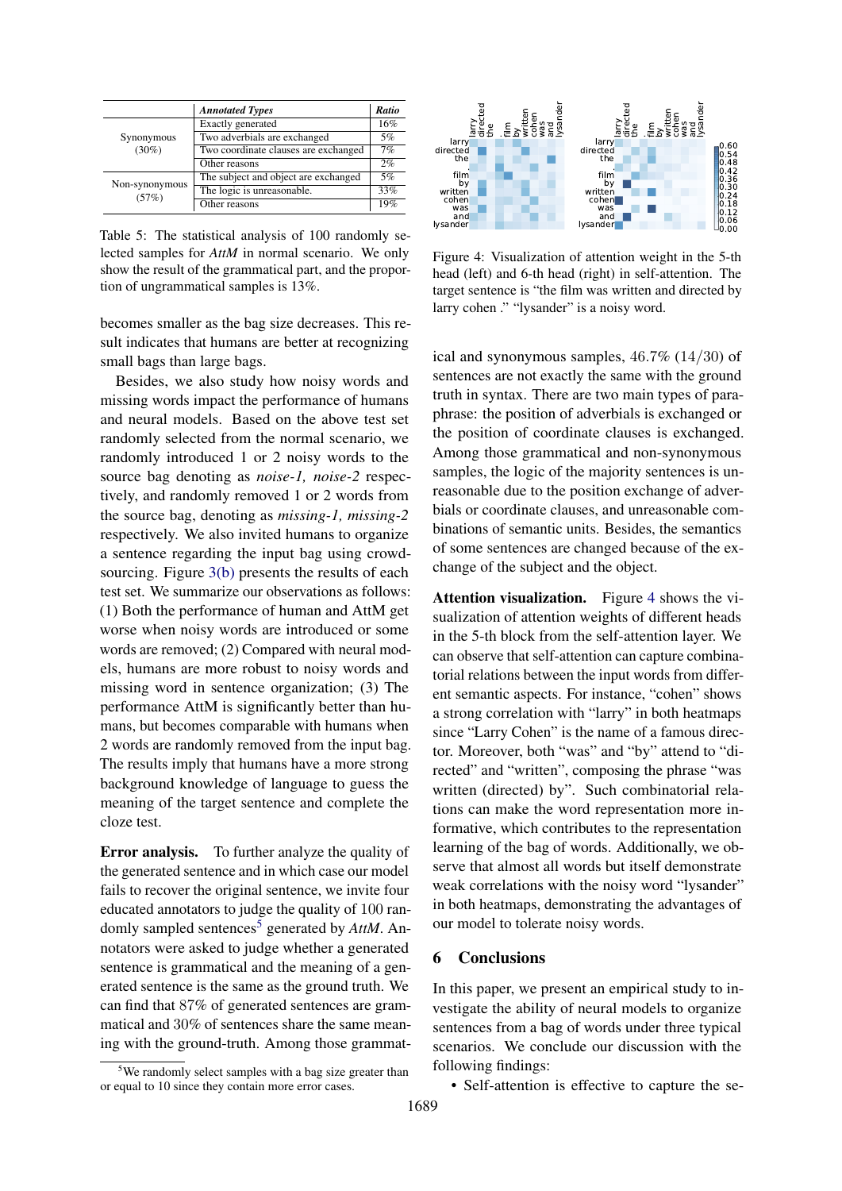| | *Annotated Types* | *Ratio* |
|---|---|---|
| Synonymous (30%) | Exactly generated | 16% |
| | Two adverbials are exchanged | 5% |
| | Two coordinate clauses are exchanged | 7% |
| | Other reasons | 2% |
| Non-synonymous (57%) | The subject and object are exchanged | 5% |
| | The logic is unreasonable. | 33% |
| | Other reasons | 19% |

Table 5: The statistical analysis of 100 randomly selected samples for *AttM* in normal scenario. We only show the result of the grammatical part, and the proportion of ungrammatical samples is 13%.

becomes smaller as the bag size decreases. This result indicates that humans are better at recognizing small bags than large bags.

Besides, we also study how noisy words and missing words impact the performance of humans and neural models. Based on the above test set randomly selected from the normal scenario, we randomly introduced 1 or 2 noisy words to the source bag denoting as *noise-1, noise-2* respectively, and randomly removed 1 or 2 words from the source bag, denoting as *missing-1, missing-2* respectively. We also invited humans to organize a sentence regarding the input bag using crowdsourcing. Figure 3(b) presents the results of each test set. We summarize our observations as follows: (1) Both the performance of human and AttM get worse when noisy words are introduced or some words are removed; (2) Compared with neural models, humans are more robust to noisy words and missing word in sentence organization; (3) The performance AttM is significantly better than humans, but becomes comparable with humans when 2 words are randomly removed from the input bag. The results imply that humans have a more strong background knowledge of language to guess the meaning of the target sentence and complete the cloze test.

**Error analysis.** To further analyze the quality of the generated sentence and in which case our model fails to recover the original sentence, we invite four educated annotators to judge the quality of 100 randomly sampled sentences[5] generated by *AttM*. Annotators were asked to judge whether a generated sentence is grammatical and the meaning of a generated sentence is the same as the ground truth. We can find that 87% of generated sentences are grammatical and 30% of sentences share the same meaning with the ground-truth. Among those grammatical and synonymous samples, 46.7% (14/30) of sentences are not exactly the same with the ground truth in syntax. There are two main types of paraphrase: the position of adverbials is exchanged or the position of coordinate clauses is exchanged. Among those grammatical and non-synonymous samples, the logic of the majority sentences is unreasonable due to the position exchange of adverbials or coordinate clauses, and unreasonable combinations of semantic units. Besides, the semantics of some sentences are changed because of the exchange of the subject and the object.

[5] We randomly select samples with a bag size greater than or equal to 10 since they contain more error cases.

Figure 4: Visualization of attention weight in the 5-th head (left) and 6-th head (right) in self-attention. The target sentence is "the film was written and directed by larry cohen ." "lysander" is a noisy word.

**Attention visualization.** Figure 4 shows the visualization of attention weights of different heads in the 5-th block from the self-attention layer. We can observe that self-attention can capture combinatorial relations between the input words from different semantic aspects. For instance, "cohen" shows a strong correlation with "larry" in both heatmaps since "Larry Cohen" is the name of a famous director. Moreover, both "was" and "by" attend to "directed" and "written", composing the phrase "was written (directed) by". Such combinatorial relations can make the word representation more informative, which contributes to the representation learning of the bag of words. Additionally, we observe that almost all words but itself demonstrate weak correlations with the noisy word "lysander" in both heatmaps, demonstrating the advantages of our model to tolerate noisy words.

## 6 Conclusions

In this paper, we present an empirical study to investigate the ability of neural models to organize sentences from a bag of words under three typical scenarios. We conclude our discussion with the following findings:

- Self-attention is effective to capture the se-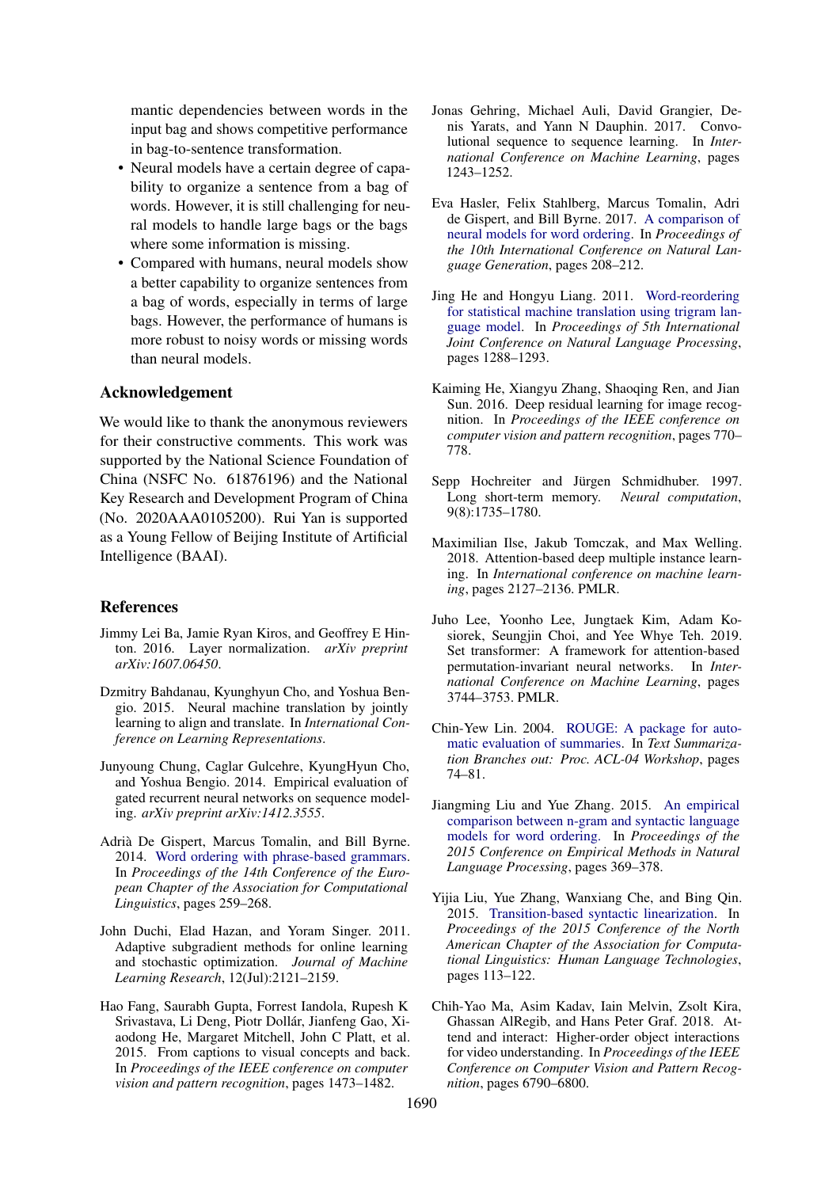mantic dependencies between words in the input bag and shows competitive performance in bag-to-sentence transformation.

- Neural models have a certain degree of capability to organize a sentence from a bag of words. However, it is still challenging for neural models to handle large bags or the bags where some information is missing.
- Compared with humans, neural models show a better capability to organize sentences from a bag of words, especially in terms of large bags. However, the performance of humans is more robust to noisy words or missing words than neural models.

## Acknowledgement

We would like to thank the anonymous reviewers for their constructive comments. This work was supported by the National Science Foundation of China (NSFC No. 61876196) and the National Key Research and Development Program of China (No. 2020AAA0105200). Rui Yan is supported as a Young Fellow of Beijing Institute of Artificial Intelligence (BAAI).

## References

Jimmy Lei Ba, Jamie Ryan Kiros, and Geoffrey E Hinton. 2016. Layer normalization. *arXiv preprint arXiv:1607.06450*.

Dzmitry Bahdanau, Kyunghyun Cho, and Yoshua Bengio. 2015. Neural machine translation by jointly learning to align and translate. In *International Conference on Learning Representations*.

Junyoung Chung, Caglar Gulcehre, KyungHyun Cho, and Yoshua Bengio. 2014. Empirical evaluation of gated recurrent neural networks on sequence modeling. *arXiv preprint arXiv:1412.3555*.

Adrià De Gispert, Marcus Tomalin, and Bill Byrne. 2014. Word ordering with phrase-based grammars. In *Proceedings of the 14th Conference of the European Chapter of the Association for Computational Linguistics*, pages 259–268.

John Duchi, Elad Hazan, and Yoram Singer. 2011. Adaptive subgradient methods for online learning and stochastic optimization. *Journal of Machine Learning Research*, 12(Jul):2121–2159.

Hao Fang, Saurabh Gupta, Forrest Iandola, Rupesh K Srivastava, Li Deng, Piotr Dollár, Jianfeng Gao, Xiaodong He, Margaret Mitchell, John C Platt, et al. 2015. From captions to visual concepts and back. In *Proceedings of the IEEE conference on computer vision and pattern recognition*, pages 1473–1482.

Jonas Gehring, Michael Auli, David Grangier, Denis Yarats, and Yann N Dauphin. 2017. Convolutional sequence to sequence learning. In *International Conference on Machine Learning*, pages 1243–1252.

Eva Hasler, Felix Stahlberg, Marcus Tomalin, Adri de Gispert, and Bill Byrne. 2017. A comparison of neural models for word ordering. In *Proceedings of the 10th International Conference on Natural Language Generation*, pages 208–212.

Jing He and Hongyu Liang. 2011. Word-reordering for statistical machine translation using trigram language model. In *Proceedings of 5th International Joint Conference on Natural Language Processing*, pages 1288–1293.

Kaiming He, Xiangyu Zhang, Shaoqing Ren, and Jian Sun. 2016. Deep residual learning for image recognition. In *Proceedings of the IEEE conference on computer vision and pattern recognition*, pages 770–778.

Sepp Hochreiter and Jürgen Schmidhuber. 1997. Long short-term memory. *Neural computation*, 9(8):1735–1780.

Maximilian Ilse, Jakub Tomczak, and Max Welling. 2018. Attention-based deep multiple instance learning. In *International conference on machine learning*, pages 2127–2136. PMLR.

Juho Lee, Yoonho Lee, Jungtaek Kim, Adam Kosiorek, Seungjin Choi, and Yee Whye Teh. 2019. Set transformer: A framework for attention-based permutation-invariant neural networks. In *International Conference on Machine Learning*, pages 3744–3753. PMLR.

Chin-Yew Lin. 2004. ROUGE: A package for automatic evaluation of summaries. In *Text Summarization Branches out: Proc. ACL-04 Workshop*, pages 74–81.

Jiangming Liu and Yue Zhang. 2015. An empirical comparison between n-gram and syntactic language models for word ordering. In *Proceedings of the 2015 Conference on Empirical Methods in Natural Language Processing*, pages 369–378.

Yijia Liu, Yue Zhang, Wanxiang Che, and Bing Qin. 2015. Transition-based syntactic linearization. In *Proceedings of the 2015 Conference of the North American Chapter of the Association for Computational Linguistics: Human Language Technologies*, pages 113–122.

Chih-Yao Ma, Asim Kadav, Iain Melvin, Zsolt Kira, Ghassan AlRegib, and Hans Peter Graf. 2018. Attend and interact: Higher-order object interactions for video understanding. In *Proceedings of the IEEE Conference on Computer Vision and Pattern Recognition*, pages 6790–6800.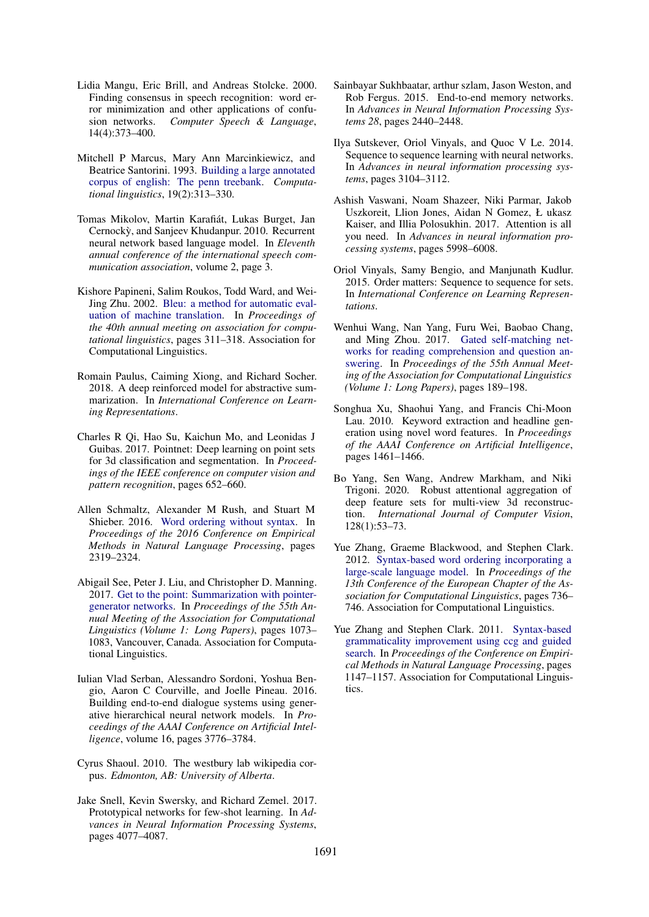Lidia Mangu, Eric Brill, and Andreas Stolcke. 2000. Finding consensus in speech recognition: word error minimization and other applications of confusion networks. *Computer Speech & Language*, 14(4):373–400.

Mitchell P Marcus, Mary Ann Marcinkiewicz, and Beatrice Santorini. 1993. Building a large annotated corpus of english: The penn treebank. *Computational linguistics*, 19(2):313–330.

Tomas Mikolov, Martin Karafiát, Lukas Burget, Jan Cernockỳ, and Sanjeev Khudanpur. 2010. Recurrent neural network based language model. In *Eleventh annual conference of the international speech communication association*, volume 2, page 3.

Kishore Papineni, Salim Roukos, Todd Ward, and Wei-Jing Zhu. 2002. Bleu: a method for automatic evaluation of machine translation. In *Proceedings of the 40th annual meeting on association for computational linguistics*, pages 311–318. Association for Computational Linguistics.

Romain Paulus, Caiming Xiong, and Richard Socher. 2018. A deep reinforced model for abstractive summarization. In *International Conference on Learning Representations*.

Charles R Qi, Hao Su, Kaichun Mo, and Leonidas J Guibas. 2017. Pointnet: Deep learning on point sets for 3d classification and segmentation. In *Proceedings of the IEEE conference on computer vision and pattern recognition*, pages 652–660.

Allen Schmaltz, Alexander M Rush, and Stuart M Shieber. 2016. Word ordering without syntax. In *Proceedings of the 2016 Conference on Empirical Methods in Natural Language Processing*, pages 2319–2324.

Abigail See, Peter J. Liu, and Christopher D. Manning. 2017. Get to the point: Summarization with pointer-generator networks. In *Proceedings of the 55th Annual Meeting of the Association for Computational Linguistics (Volume 1: Long Papers)*, pages 1073–1083, Vancouver, Canada. Association for Computational Linguistics.

Iulian Vlad Serban, Alessandro Sordoni, Yoshua Bengio, Aaron C Courville, and Joelle Pineau. 2016. Building end-to-end dialogue systems using generative hierarchical neural network models. In *Proceedings of the AAAI Conference on Artificial Intelligence*, volume 16, pages 3776–3784.

Cyrus Shaoul. 2010. The westbury lab wikipedia corpus. *Edmonton, AB: University of Alberta*.

Jake Snell, Kevin Swersky, and Richard Zemel. 2017. Prototypical networks for few-shot learning. In *Advances in Neural Information Processing Systems*, pages 4077–4087.

Sainbayar Sukhbaatar, arthur szlam, Jason Weston, and Rob Fergus. 2015. End-to-end memory networks. In *Advances in Neural Information Processing Systems 28*, pages 2440–2448.

Ilya Sutskever, Oriol Vinyals, and Quoc V Le. 2014. Sequence to sequence learning with neural networks. In *Advances in neural information processing systems*, pages 3104–3112.

Ashish Vaswani, Noam Shazeer, Niki Parmar, Jakob Uszkoreit, Llion Jones, Aidan N Gomez, Ł ukasz Kaiser, and Illia Polosukhin. 2017. Attention is all you need. In *Advances in neural information processing systems*, pages 5998–6008.

Oriol Vinyals, Samy Bengio, and Manjunath Kudlur. 2015. Order matters: Sequence to sequence for sets. In *International Conference on Learning Representations*.

Wenhui Wang, Nan Yang, Furu Wei, Baobao Chang, and Ming Zhou. 2017. Gated self-matching networks for reading comprehension and question answering. In *Proceedings of the 55th Annual Meeting of the Association for Computational Linguistics (Volume 1: Long Papers)*, pages 189–198.

Songhua Xu, Shaohui Yang, and Francis Chi-Moon Lau. 2010. Keyword extraction and headline generation using novel word features. In *Proceedings of the AAAI Conference on Artificial Intelligence*, pages 1461–1466.

Bo Yang, Sen Wang, Andrew Markham, and Niki Trigoni. 2020. Robust attentional aggregation of deep feature sets for multi-view 3d reconstruction. *International Journal of Computer Vision*, 128(1):53–73.

Yue Zhang, Graeme Blackwood, and Stephen Clark. 2012. Syntax-based word ordering incorporating a large-scale language model. In *Proceedings of the 13th Conference of the European Chapter of the Association for Computational Linguistics*, pages 736–746. Association for Computational Linguistics.

Yue Zhang and Stephen Clark. 2011. Syntax-based grammaticality improvement using ccg and guided search. In *Proceedings of the Conference on Empirical Methods in Natural Language Processing*, pages 1147–1157. Association for Computational Linguistics.